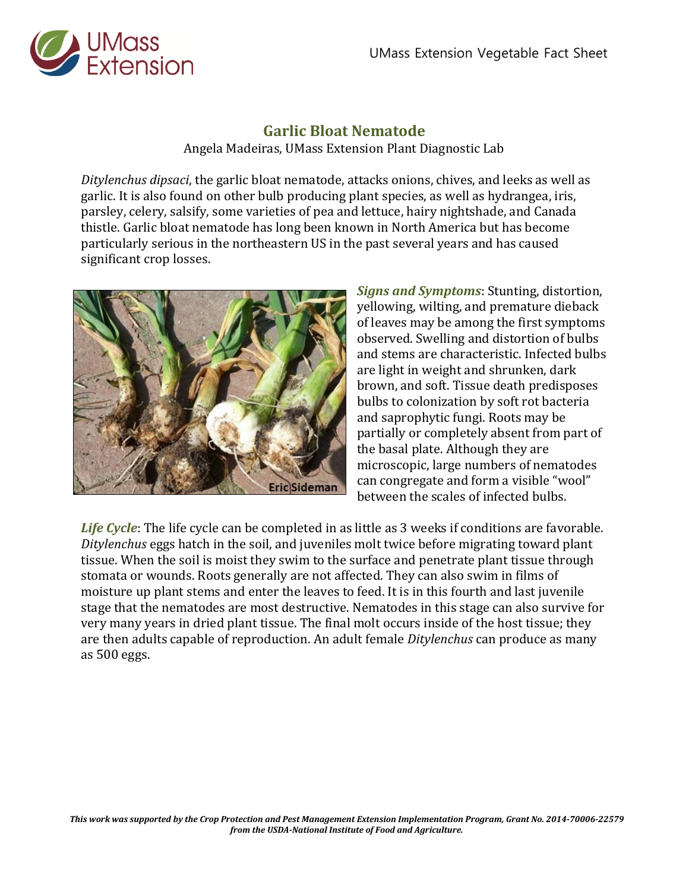# Garlic Bloat Nematode

Angela Madeiras, UMass Extension Plant Diagnostic Lab

*Ditylenchus dipsaci*, the garlic bloat nematode, attacks onions, chives, and leeks as well as garlic. It is also found on other bulb producing plant species, as well as hydrangea, iris, parsley, celery, salsify, some varieties of pea and lettuce, hairy nightshade, and Canada thistle. Garlic bloat nematode has long been known in North America but has become particularly serious in the northeastern US in the past several years and has caused significant crop losses.

***Signs and Symptoms***: Stunting, distortion, yellowing, wilting, and premature dieback of leaves may be among the first symptoms observed. Swelling and distortion of bulbs and stems are characteristic. Infected bulbs are light in weight and shrunken, dark brown, and soft. Tissue death predisposes bulbs to colonization by soft rot bacteria and saprophytic fungi. Roots may be partially or completely absent from part of the basal plate. Although they are microscopic, large numbers of nematodes can congregate and form a visible "wool" between the scales of infected bulbs.

***Life Cycle***: The life cycle can be completed in as little as 3 weeks if conditions are favorable. *Ditylenchus* eggs hatch in the soil, and juveniles molt twice before migrating toward plant tissue. When the soil is moist they swim to the surface and penetrate plant tissue through stomata or wounds. Roots generally are not affected. They can also swim in films of moisture up plant stems and enter the leaves to feed. It is in this fourth and last juvenile stage that the nematodes are most destructive. Nematodes in this stage can also survive for very many years in dried plant tissue. The final molt occurs inside of the host tissue; they are then adults capable of reproduction. An adult female *Ditylenchus* can produce as many as 500 eggs.

***This work was supported by the Crop Protection and Pest Management Extension Implementation Program, Grant No. 2014-70006-22579 from the USDA-National Institute of Food and Agriculture.***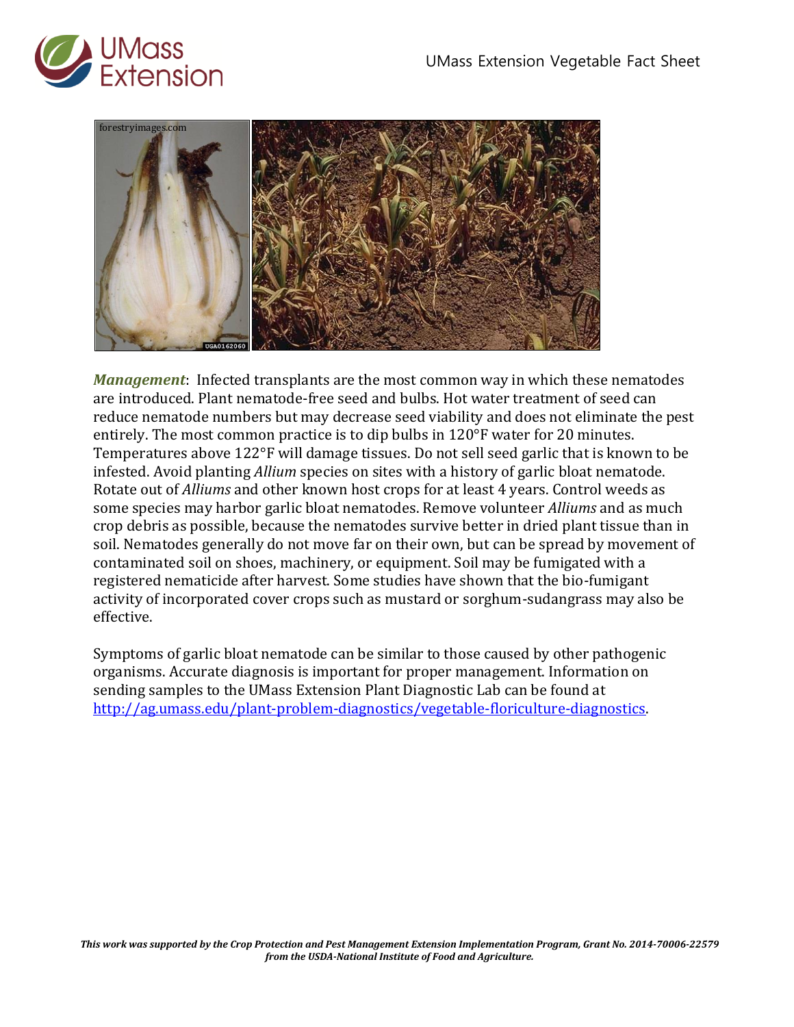***Management***: Infected transplants are the most common way in which these nematodes are introduced. Plant nematode-free seed and bulbs. Hot water treatment of seed can reduce nematode numbers but may decrease seed viability and does not eliminate the pest entirely. The most common practice is to dip bulbs in 120°F water for 20 minutes. Temperatures above 122°F will damage tissues. Do not sell seed garlic that is known to be infested. Avoid planting *Allium* species on sites with a history of garlic bloat nematode. Rotate out of *Alliums* and other known host crops for at least 4 years. Control weeds as some species may harbor garlic bloat nematodes. Remove volunteer *Alliums* and as much crop debris as possible, because the nematodes survive better in dried plant tissue than in soil. Nematodes generally do not move far on their own, but can be spread by movement of contaminated soil on shoes, machinery, or equipment. Soil may be fumigated with a registered nematicide after harvest. Some studies have shown that the bio-fumigant activity of incorporated cover crops such as mustard or sorghum-sudangrass may also be effective.

Symptoms of garlic bloat nematode can be similar to those caused by other pathogenic organisms. Accurate diagnosis is important for proper management. Information on sending samples to the UMass Extension Plant Diagnostic Lab can be found at http://ag.umass.edu/plant-problem-diagnostics/vegetable-floriculture-diagnostics.

***This work was supported by the Crop Protection and Pest Management Extension Implementation Program, Grant No. 2014-70006-22579 from the USDA-National Institute of Food and Agriculture.***